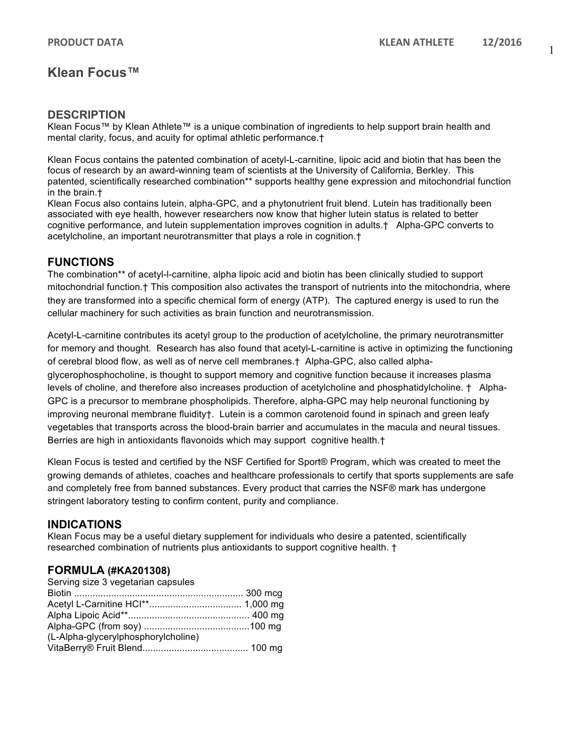# Klean Focus™

## DESCRIPTION

Klean Focus™ by Klean Athlete™ is a unique combination of ingredients to help support brain health and mental clarity, focus, and acuity for optimal athletic performance.†

Klean Focus contains the patented combination of acetyl-L-carnitine, lipoic acid and biotin that has been the focus of research by an award-winning team of scientists at the University of California, Berkley. This patented, scientifically researched combination** supports healthy gene expression and mitochondrial function in the brain.†
Klean Focus also contains lutein, alpha-GPC, and a phytonutrient fruit blend. Lutein has traditionally been associated with eye health, however researchers now know that higher lutein status is related to better cognitive performance, and lutein supplementation improves cognition in adults.† Alpha-GPC converts to acetylcholine, an important neurotransmitter that plays a role in cognition.†

## FUNCTIONS

The combination** of acetyl-l-carnitine, alpha lipoic acid and biotin has been clinically studied to support mitochondrial function.† This composition also activates the transport of nutrients into the mitochondria, where they are transformed into a specific chemical form of energy (ATP). The captured energy is used to run the cellular machinery for such activities as brain function and neurotransmission.

Acetyl-L-carnitine contributes its acetyl group to the production of acetylcholine, the primary neurotransmitter for memory and thought. Research has also found that acetyl-L-carnitine is active in optimizing the functioning of cerebral blood flow, as well as of nerve cell membranes.† Alpha-GPC, also called alpha-glycerophosphocholine, is thought to support memory and cognitive function because it increases plasma levels of choline, and therefore also increases production of acetylcholine and phosphatidylcholine. † Alpha-GPC is a precursor to membrane phospholipids. Therefore, alpha-GPC may help neuronal functioning by improving neuronal membrane fluidity†. Lutein is a common carotenoid found in spinach and green leafy vegetables that transports across the blood-brain barrier and accumulates in the macula and neural tissues. Berries are high in antioxidants flavonoids which may support cognitive health.†

Klean Focus is tested and certified by the NSF Certified for Sport® Program, which was created to meet the growing demands of athletes, coaches and healthcare professionals to certify that sports supplements are safe and completely free from banned substances. Every product that carries the NSF® mark has undergone stringent laboratory testing to confirm content, purity and compliance.

## INDICATIONS

Klean Focus may be a useful dietary supplement for individuals who desire a patented, scientifically researched combination of nutrients plus antioxidants to support cognitive health. †

## FORMULA (#KA201308)

Serving size 3 vegetarian capsules

Biotin ................................................................ 300 mcg
Acetyl L-Carnitine HCl**................................... 1,000 mg
Alpha Lipoic Acid**............................................. 400 mg
Alpha-GPC (from soy) ........................................100 mg
(L-Alpha-glycerylphosphorylcholine)
VitaBerry® Fruit Blend........................................ 100 mg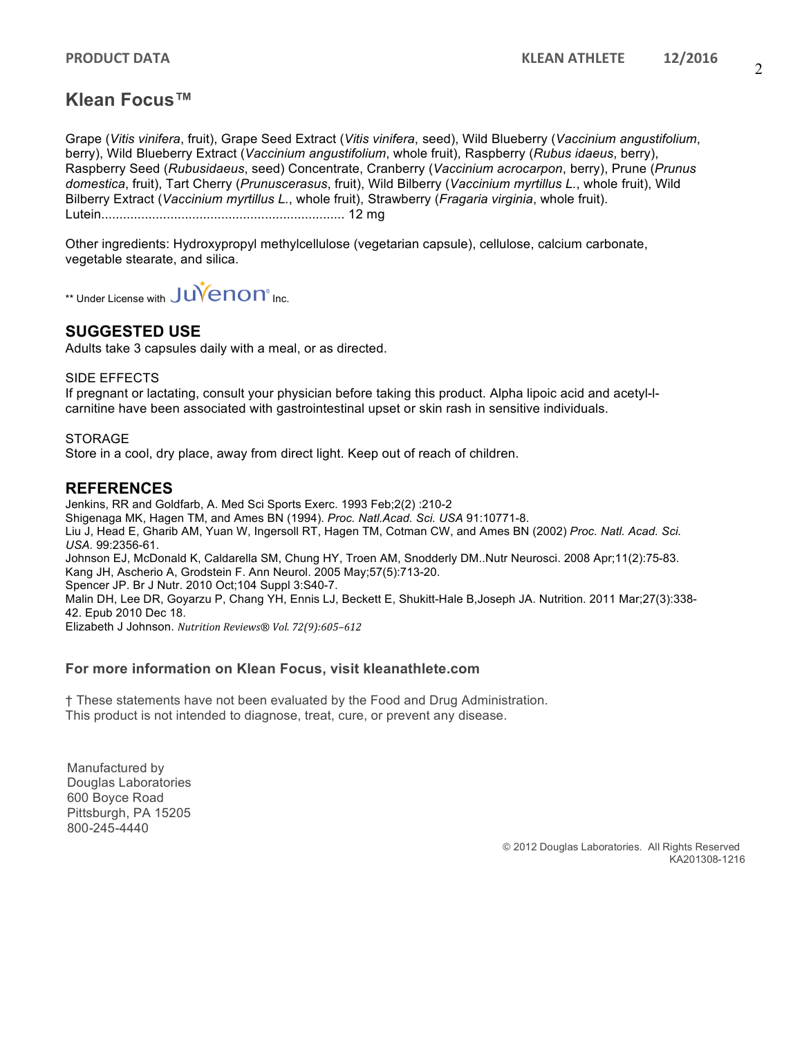## Klean Focus™

Grape (*Vitis vinifera*, fruit), Grape Seed Extract (*Vitis vinifera*, seed), Wild Blueberry (*Vaccinium angustifolium*, berry), Wild Blueberry Extract (*Vaccinium angustifolium*, whole fruit), Raspberry (*Rubus idaeus*, berry), Raspberry Seed (*Rubusidaeus*, seed) Concentrate, Cranberry (*Vaccinium acrocarpon*, berry), Prune (*Prunus domestica*, fruit), Tart Cherry (*Prunuscerasus*, fruit), Wild Bilberry (*Vaccinium myrtillus L.*, whole fruit), Wild Bilberry Extract (*Vaccinium myrtillus L.*, whole fruit), Strawberry (*Fragaria virginia*, whole fruit).
Lutein.................................................................. 12 mg

Other ingredients: Hydroxypropyl methylcellulose (vegetarian capsule), cellulose, calcium carbonate, vegetable stearate, and silica.

** Under License with Juvenon® Inc.

### SUGGESTED USE

Adults take 3 capsules daily with a meal, or as directed.

SIDE EFFECTS
If pregnant or lactating, consult your physician before taking this product. Alpha lipoic acid and acetyl-l-carnitine have been associated with gastrointestinal upset or skin rash in sensitive individuals.

STORAGE
Store in a cool, dry place, away from direct light. Keep out of reach of children.

### REFERENCES

Jenkins, RR and Goldfarb, A. Med Sci Sports Exerc. 1993 Feb;2(2) :210-2
Shigenaga MK, Hagen TM, and Ames BN (1994). *Proc. Natl.Acad. Sci. USA* 91:10771-8.
Liu J, Head E, Gharib AM, Yuan W, Ingersoll RT, Hagen TM, Cotman CW, and Ames BN (2002) *Proc. Natl. Acad. Sci. USA.* 99:2356-61.
Johnson EJ, McDonald K, Caldarella SM, Chung HY, Troen AM, Snodderly DM..Nutr Neurosci. 2008 Apr;11(2):75-83.
Kang JH, Ascherio A, Grodstein F. Ann Neurol. 2005 May;57(5):713-20.
Spencer JP. Br J Nutr. 2010 Oct;104 Suppl 3:S40-7.
Malin DH, Lee DR, Goyarzu P, Chang YH, Ennis LJ, Beckett E, Shukitt-Hale B,Joseph JA. Nutrition. 2011 Mar;27(3):338-42. Epub 2010 Dec 18.
Elizabeth J Johnson. *Nutrition Reviews® Vol. 72(9):605–612*

**For more information on Klean Focus, visit kleanathlete.com**

† These statements have not been evaluated by the Food and Drug Administration.
This product is not intended to diagnose, treat, cure, or prevent any disease.

Manufactured by
Douglas Laboratories
600 Boyce Road
Pittsburgh, PA 15205
800-245-4440

© 2012 Douglas Laboratories. All Rights Reserved
KA201308-1216